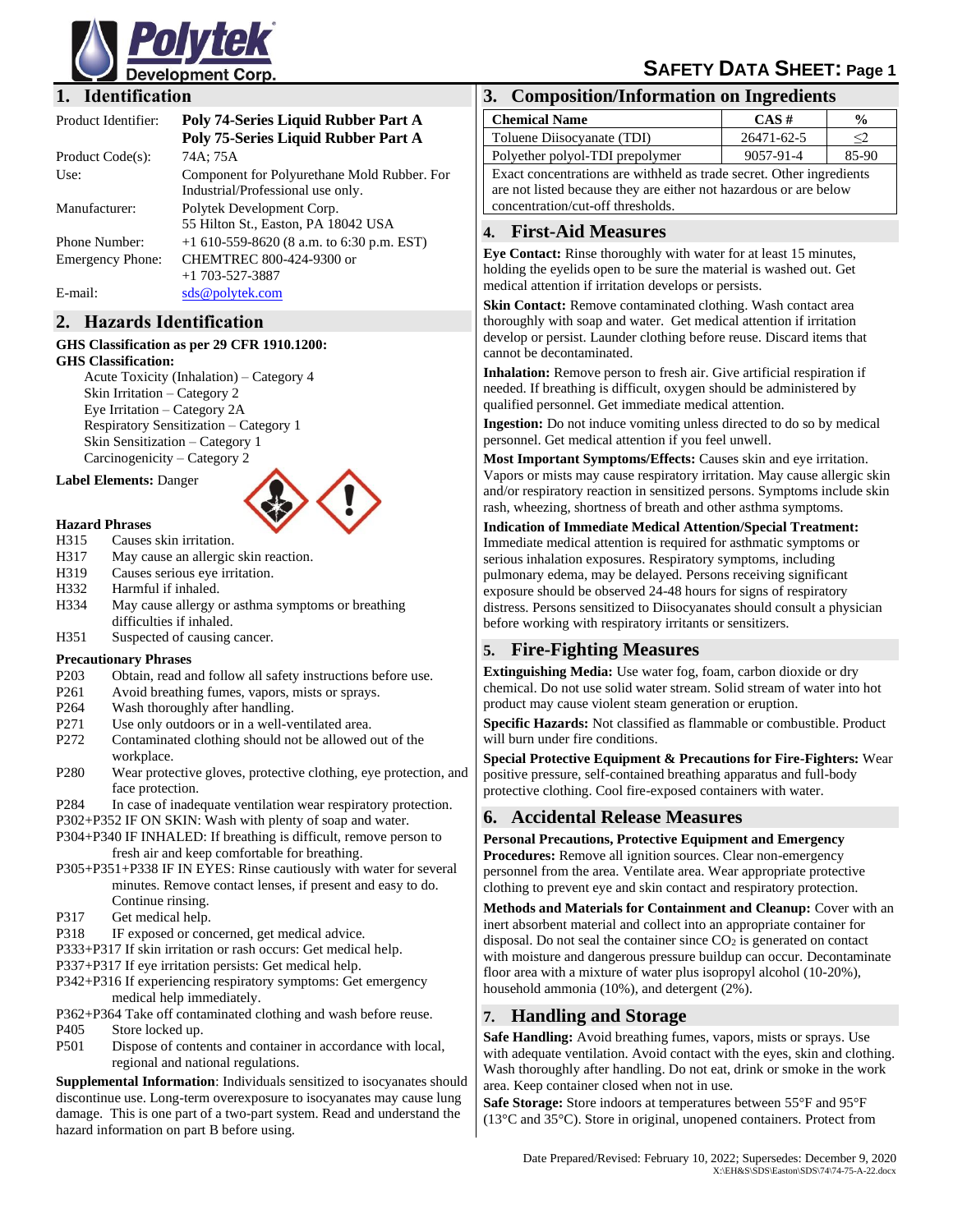# SAFETY DATA SHEET

## 1. Identification

| | |
|---|---|
| Product Identifier: | **Poly 74-Series Liquid Rubber Part A** **Poly 75-Series Liquid Rubber Part A** |
| Product Code(s): | 74A; 75A |
| Use: | Component for Polyurethane Mold Rubber. For Industrial/Professional use only. |
| Manufacturer: | Polytek Development Corp. 55 Hilton St., Easton, PA 18042 USA |
| Phone Number: | +1 610-559-8620 (8 a.m. to 6:30 p.m. EST) |
| Emergency Phone: | CHEMTREC 800-424-9300 or +1 703-527-3887 |
| E-mail: | sds@polytek.com |

## 2. Hazards Identification

**GHS Classification as per 29 CFR 1910.1200:**
**GHS Classification:**

- Acute Toxicity (Inhalation) – Category 4
- Skin Irritation – Category 2
- Eye Irritation – Category 2A
- Respiratory Sensitization – Category 1
- Skin Sensitization – Category 1
- Carcinogenicity – Category 2

**Label Elements:** Danger

**Hazard Phrases**

- H315 Causes skin irritation.
- H317 May cause an allergic skin reaction.
- H319 Causes serious eye irritation.
- H332 Harmful if inhaled.
- H334 May cause allergy or asthma symptoms or breathing difficulties if inhaled.
- H351 Suspected of causing cancer.

**Precautionary Phrases**

- P203 Obtain, read and follow all safety instructions before use.
- P261 Avoid breathing fumes, vapors, mists or sprays.
- P264 Wash thoroughly after handling.
- P271 Use only outdoors or in a well-ventilated area.
- P272 Contaminated clothing should not be allowed out of the workplace.
- P280 Wear protective gloves, protective clothing, eye protection, and face protection.
- P284 In case of inadequate ventilation wear respiratory protection.
- P302+P352 IF ON SKIN: Wash with plenty of soap and water.
- P304+P340 IF INHALED: If breathing is difficult, remove person to fresh air and keep comfortable for breathing.
- P305+P351+P338 IF IN EYES: Rinse cautiously with water for several minutes. Remove contact lenses, if present and easy to do. Continue rinsing.
- P317 Get medical help.
- P318 IF exposed or concerned, get medical advice.
- P333+P317 If skin irritation or rash occurs: Get medical help.
- P337+P317 If eye irritation persists: Get medical help.
- P342+P316 If experiencing respiratory symptoms: Get emergency medical help immediately.
- P362+P364 Take off contaminated clothing and wash before reuse.
- P405 Store locked up.
- P501 Dispose of contents and container in accordance with local, regional and national regulations.

**Supplemental Information**: Individuals sensitized to isocyanates should discontinue use. Long-term overexposure to isocyanates may cause lung damage. This is one part of a two-part system. Read and understand the hazard information on part B before using.

## 3. Composition/Information on Ingredients

| Chemical Name | CAS # | % |
|---|---|---|
| Toluene Diisocyanate (TDI) | 26471-62-5 | ≤2 |
| Polyether polyol-TDI prepolymer | 9057-91-4 | 85-90 |

Exact concentrations are withheld as trade secret. Other ingredients are not listed because they are either not hazardous or are below concentration/cut-off thresholds.

## 4. First-Aid Measures

**Eye Contact:** Rinse thoroughly with water for at least 15 minutes, holding the eyelids open to be sure the material is washed out. Get medical attention if irritation develops or persists.

**Skin Contact:** Remove contaminated clothing. Wash contact area thoroughly with soap and water. Get medical attention if irritation develop or persist. Launder clothing before reuse. Discard items that cannot be decontaminated.

**Inhalation:** Remove person to fresh air. Give artificial respiration if needed. If breathing is difficult, oxygen should be administered by qualified personnel. Get immediate medical attention.

**Ingestion:** Do not induce vomiting unless directed to do so by medical personnel. Get medical attention if you feel unwell.

**Most Important Symptoms/Effects:** Causes skin and eye irritation. Vapors or mists may cause respiratory irritation. May cause allergic skin and/or respiratory reaction in sensitized persons. Symptoms include skin rash, wheezing, shortness of breath and other asthma symptoms.

**Indication of Immediate Medical Attention/Special Treatment:** Immediate medical attention is required for asthmatic symptoms or serious inhalation exposures. Respiratory symptoms, including pulmonary edema, may be delayed. Persons receiving significant exposure should be observed 24-48 hours for signs of respiratory distress. Persons sensitized to Diisocyanates should consult a physician before working with respiratory irritants or sensitizers.

## 5. Fire-Fighting Measures

**Extinguishing Media:** Use water fog, foam, carbon dioxide or dry chemical. Do not use solid water stream. Solid stream of water into hot product may cause violent steam generation or eruption.

**Specific Hazards:** Not classified as flammable or combustible. Product will burn under fire conditions.

**Special Protective Equipment & Precautions for Fire-Fighters:** Wear positive pressure, self-contained breathing apparatus and full-body protective clothing. Cool fire-exposed containers with water.

## 6. Accidental Release Measures

**Personal Precautions, Protective Equipment and Emergency Procedures:** Remove all ignition sources. Clear non-emergency personnel from the area. Ventilate area. Wear appropriate protective clothing to prevent eye and skin contact and respiratory protection.

**Methods and Materials for Containment and Cleanup:** Cover with an inert absorbent material and collect into an appropriate container for disposal. Do not seal the container since $CO_2$ is generated on contact with moisture and dangerous pressure buildup can occur. Decontaminate floor area with a mixture of water plus isopropyl alcohol (10-20%), household ammonia (10%), and detergent (2%).

## 7. Handling and Storage

**Safe Handling:** Avoid breathing fumes, vapors, mists or sprays. Use with adequate ventilation. Avoid contact with the eyes, skin and clothing. Wash thoroughly after handling. Do not eat, drink or smoke in the work area. Keep container closed when not in use.

**Safe Storage:** Store indoors at temperatures between 55°F and 95°F (13°C and 35°C). Store in original, unopened containers. Protect from

Date Prepared/Revised: February 10, 2022; Supersedes: December 9, 2020
X:\EH&S\SDS\Easton\SDS\74\74-75-A-22.docx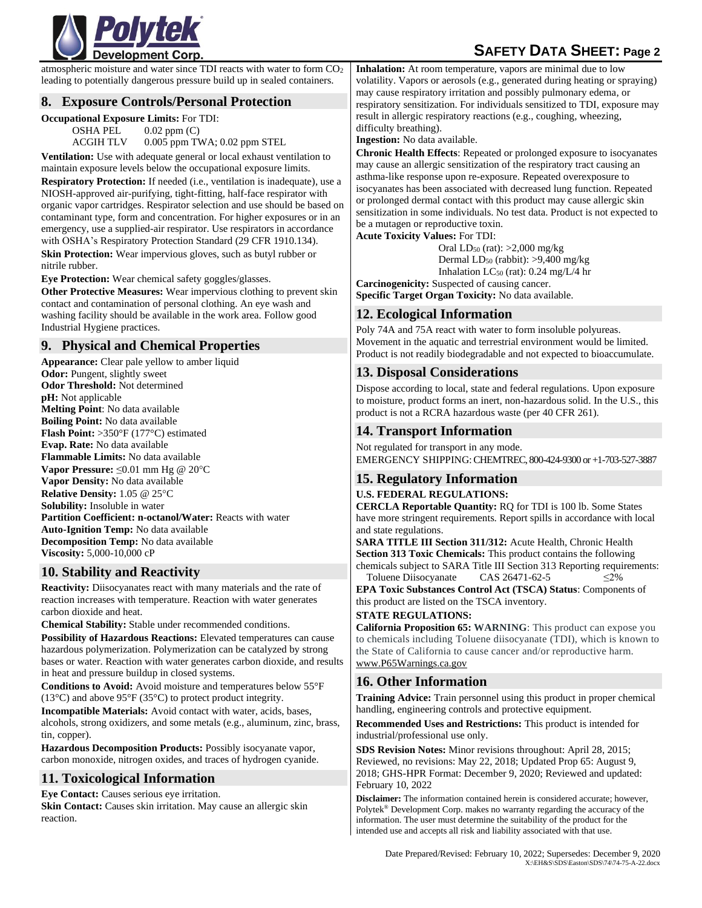atmospheric moisture and water since TDI reacts with water to form $CO_2$ leading to potentially dangerous pressure build up in sealed containers.

## 8. Exposure Controls/Personal Protection

**Occupational Exposure Limits:** For TDI:

| | |
|---|---|
| OSHA PEL | 0.02 ppm (C) |
| ACGIH TLV | 0.005 ppm TWA; 0.02 ppm STEL |

**Ventilation:** Use with adequate general or local exhaust ventilation to maintain exposure levels below the occupational exposure limits.

**Respiratory Protection:** If needed (i.e., ventilation is inadequate), use a NIOSH-approved air-purifying, tight-fitting, half-face respirator with organic vapor cartridges. Respirator selection and use should be based on contaminant type, form and concentration. For higher exposures or in an emergency, use a supplied-air respirator. Use respirators in accordance with OSHA's Respiratory Protection Standard (29 CFR 1910.134).

**Skin Protection:** Wear impervious gloves, such as butyl rubber or nitrile rubber.

**Eye Protection:** Wear chemical safety goggles/glasses.

**Other Protective Measures:** Wear impervious clothing to prevent skin contact and contamination of personal clothing. An eye wash and washing facility should be available in the work area. Follow good Industrial Hygiene practices.

## 9. Physical and Chemical Properties

**Appearance:** Clear pale yellow to amber liquid
**Odor:** Pungent, slightly sweet
**Odor Threshold:** Not determined
**pH:** Not applicable
**Melting Point**: No data available
**Boiling Point:** No data available
**Flash Point:** >350°F (177°C) estimated
**Evap. Rate:** No data available
**Flammable Limits:** No data available
**Vapor Pressure:** ≤0.01 mm Hg @ 20°C
**Vapor Density:** No data available
**Relative Density:** 1.05 @ 25°C
**Solubility:** Insoluble in water
**Partition Coefficient: n-octanol/Water:** Reacts with water
**Auto-Ignition Temp:** No data available
**Decomposition Temp:** No data available
**Viscosity:** 5,000-10,000 cP

## 10. Stability and Reactivity

**Reactivity:** Diisocyanates react with many materials and the rate of reaction increases with temperature. Reaction with water generates carbon dioxide and heat.

**Chemical Stability:** Stable under recommended conditions.

**Possibility of Hazardous Reactions:** Elevated temperatures can cause hazardous polymerization. Polymerization can be catalyzed by strong bases or water. Reaction with water generates carbon dioxide, and results in heat and pressure buildup in closed systems.

**Conditions to Avoid:** Avoid moisture and temperatures below 55°F (13°C) and above 95°F (35°C) to protect product integrity.

**Incompatible Materials:** Avoid contact with water, acids, bases, alcohols, strong oxidizers, and some metals (e.g., aluminum, zinc, brass, tin, copper).

**Hazardous Decomposition Products:** Possibly isocyanate vapor, carbon monoxide, nitrogen oxides, and traces of hydrogen cyanide.

## 11. Toxicological Information

**Eye Contact:** Causes serious eye irritation.
**Skin Contact:** Causes skin irritation. May cause an allergic skin reaction.
**Inhalation:** At room temperature, vapors are minimal due to low volatility. Vapors or aerosols (e.g., generated during heating or spraying) may cause respiratory irritation and possibly pulmonary edema, or respiratory sensitization. For individuals sensitized to TDI, exposure may result in allergic respiratory reactions (e.g., coughing, wheezing, difficulty breathing).
**Ingestion:** No data available.

**Chronic Health Effects**: Repeated or prolonged exposure to isocyanates may cause an allergic sensitization of the respiratory tract causing an asthma-like response upon re-exposure. Repeated overexposure to isocyanates has been associated with decreased lung function. Repeated or prolonged dermal contact with this product may cause allergic skin sensitization in some individuals. No test data. Product is not expected to be a mutagen or reproductive toxin.

**Acute Toxicity Values:** For TDI:

Oral $LD_{50}$ (rat): >2,000 mg/kg
Dermal $LD_{50}$ (rabbit): >9,400 mg/kg
Inhalation $LC_{50}$ (rat): 0.24 mg/L/4 hr

**Carcinogenicity:** Suspected of causing cancer.
**Specific Target Organ Toxicity:** No data available.

## 12. Ecological Information

Poly 74A and 75A react with water to form insoluble polyureas. Movement in the aquatic and terrestrial environment would be limited. Product is not readily biodegradable and not expected to bioaccumulate.

## 13. Disposal Considerations

Dispose according to local, state and federal regulations. Upon exposure to moisture, product forms an inert, non-hazardous solid. In the U.S., this product is not a RCRA hazardous waste (per 40 CFR 261).

## 14. Transport Information

Not regulated for transport in any mode.
EMERGENCY SHIPPING: CHEMTREC, 800-424-9300 or +1-703-527-3887

## 15. Regulatory Information

**U.S. FEDERAL REGULATIONS:**

**CERCLA Reportable Quantity:** RQ for TDI is 100 lb. Some States have more stringent requirements. Report spills in accordance with local and state regulations.

**SARA TITLE III Section 311/312:** Acute Health, Chronic Health
**Section 313 Toxic Chemicals:** This product contains the following chemicals subject to SARA Title III Section 313 Reporting requirements:

| | | |
|---|---|---|
| Toluene Diisocyanate | CAS 26471-62-5 | ≤2% |

**EPA Toxic Substances Control Act (TSCA) Status**: Components of this product are listed on the TSCA inventory.

**STATE REGULATIONS:**

**California Proposition 65: WARNING**: This product can expose you to chemicals including Toluene diisocyanate (TDI), which is known to the State of California to cause cancer and/or reproductive harm. www.P65Warnings.ca.gov

## 16. Other Information

**Training Advice:** Train personnel using this product in proper chemical handling, engineering controls and protective equipment.

**Recommended Uses and Restrictions:** This product is intended for industrial/professional use only.

**SDS Revision Notes:** Minor revisions throughout: April 28, 2015; Reviewed, no revisions: May 22, 2018; Updated Prop 65: August 9, 2018; GHS-HPR Format: December 9, 2020; Reviewed and updated: February 10, 2022

**Disclaimer:** The information contained herein is considered accurate; however, Polytek® Development Corp. makes no warranty regarding the accuracy of the information. The user must determine the suitability of the product for the intended use and accepts all risk and liability associated with that use.

Date Prepared/Revised: February 10, 2022; Supersedes: December 9, 2020
X:\EH&S\SDS\Easton\SDS\74\74-75-A-22.docx